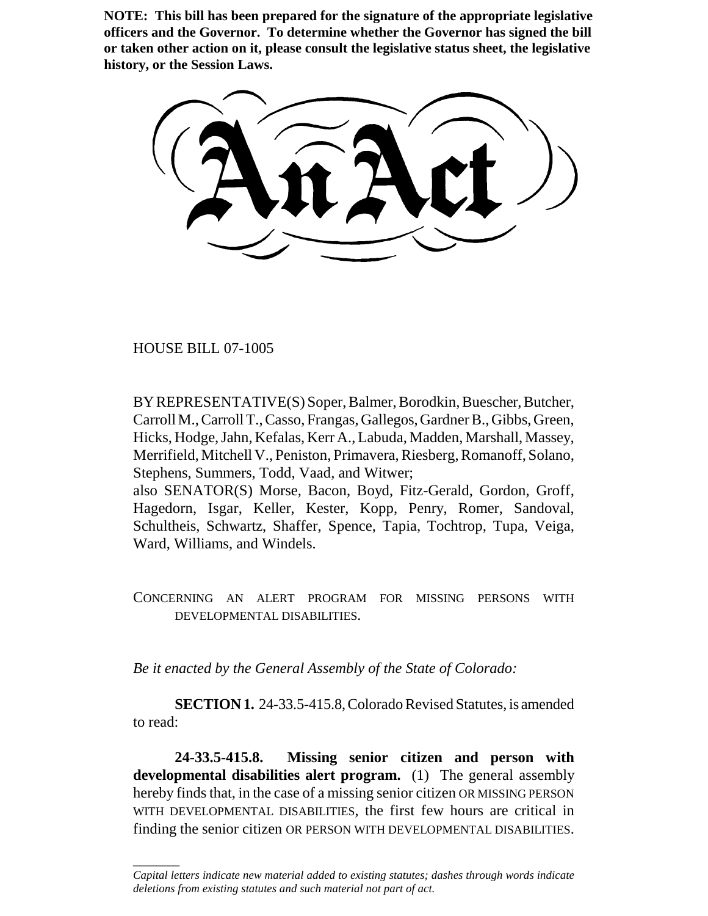**NOTE: This bill has been prepared for the signature of the appropriate legislative officers and the Governor. To determine whether the Governor has signed the bill or taken other action on it, please consult the legislative status sheet, the legislative history, or the Session Laws.**

# An Act

HOUSE BILL 07-1005

BY REPRESENTATIVE(S) Soper, Balmer, Borodkin, Buescher, Butcher, Carroll M., Carroll T., Casso, Frangas, Gallegos, Gardner B., Gibbs, Green, Hicks, Hodge, Jahn, Kefalas, Kerr A., Labuda, Madden, Marshall, Massey, Merrifield, Mitchell V., Peniston, Primavera, Riesberg, Romanoff, Solano, Stephens, Summers, Todd, Vaad, and Witwer;
also SENATOR(S) Morse, Bacon, Boyd, Fitz-Gerald, Gordon, Groff, Hagedorn, Isgar, Keller, Kester, Kopp, Penry, Romer, Sandoval, Schultheis, Schwartz, Shaffer, Spence, Tapia, Tochtrop, Tupa, Veiga, Ward, Williams, and Windels.

CONCERNING AN ALERT PROGRAM FOR MISSING PERSONS WITH DEVELOPMENTAL DISABILITIES.

*Be it enacted by the General Assembly of the State of Colorado:*

**SECTION 1.** 24-33.5-415.8, Colorado Revised Statutes, is amended to read:

**24-33.5-415.8. Missing senior citizen and person with developmental disabilities alert program.** (1) The general assembly hereby finds that, in the case of a missing senior citizen OR MISSING PERSON WITH DEVELOPMENTAL DISABILITIES, the first few hours are critical in finding the senior citizen OR PERSON WITH DEVELOPMENTAL DISABILITIES.

*Capital letters indicate new material added to existing statutes; dashes through words indicate deletions from existing statutes and such material not part of act.*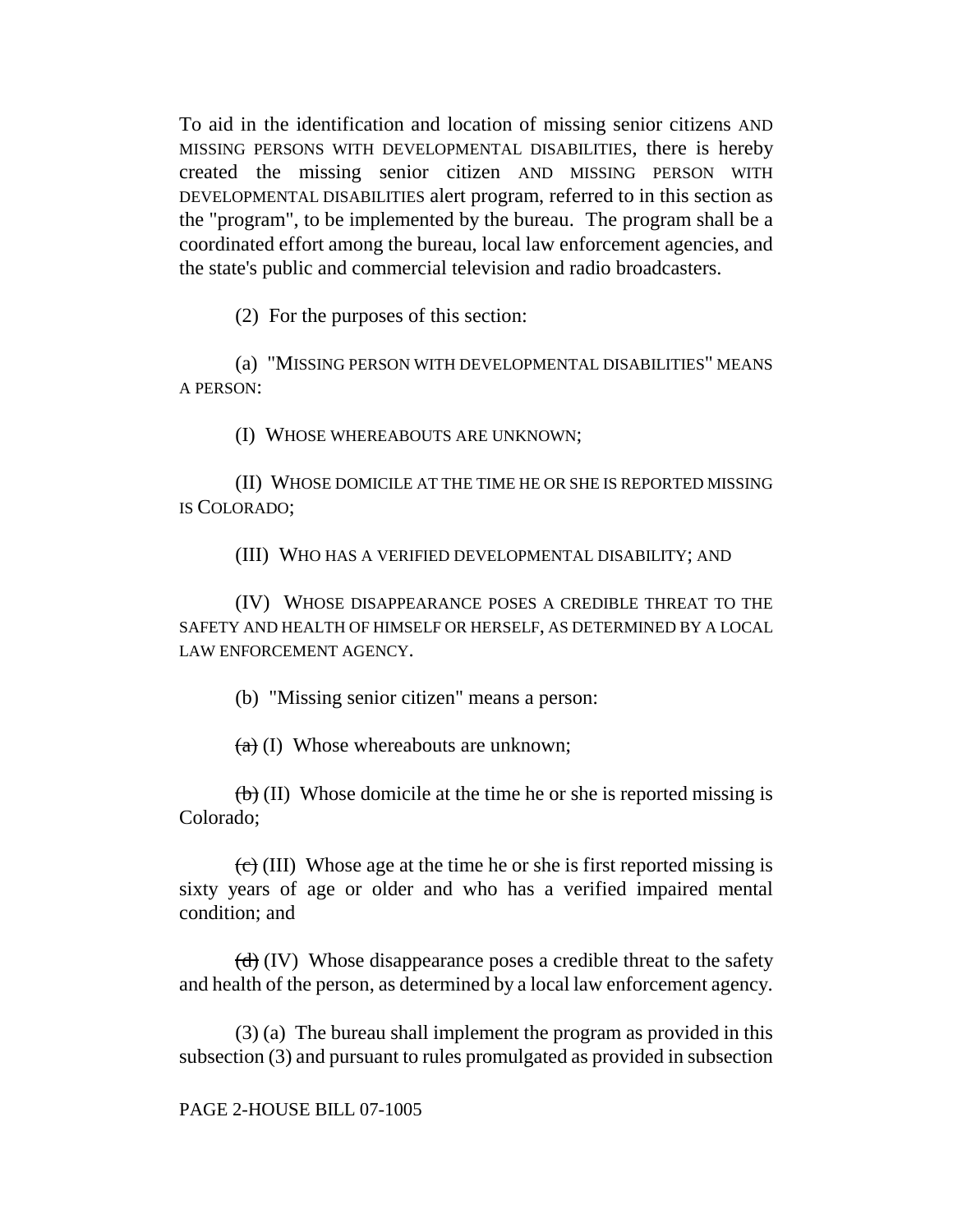To aid in the identification and location of missing senior citizens AND MISSING PERSONS WITH DEVELOPMENTAL DISABILITIES, there is hereby created the missing senior citizen AND MISSING PERSON WITH DEVELOPMENTAL DISABILITIES alert program, referred to in this section as the "program", to be implemented by the bureau. The program shall be a coordinated effort among the bureau, local law enforcement agencies, and the state's public and commercial television and radio broadcasters.

(2) For the purposes of this section:

(a) "MISSING PERSON WITH DEVELOPMENTAL DISABILITIES" MEANS A PERSON:

(I) WHOSE WHEREABOUTS ARE UNKNOWN;

(II) WHOSE DOMICILE AT THE TIME HE OR SHE IS REPORTED MISSING IS COLORADO;

(III) WHO HAS A VERIFIED DEVELOPMENTAL DISABILITY; AND

(IV) WHOSE DISAPPEARANCE POSES A CREDIBLE THREAT TO THE SAFETY AND HEALTH OF HIMSELF OR HERSELF, AS DETERMINED BY A LOCAL LAW ENFORCEMENT AGENCY.

(b) "Missing senior citizen" means a person:

~~(a)~~ (I) Whose whereabouts are unknown;

~~(b)~~ (II) Whose domicile at the time he or she is reported missing is Colorado;

~~(c)~~ (III) Whose age at the time he or she is first reported missing is sixty years of age or older and who has a verified impaired mental condition; and

~~(d)~~ (IV) Whose disappearance poses a credible threat to the safety and health of the person, as determined by a local law enforcement agency.

(3) (a) The bureau shall implement the program as provided in this subsection (3) and pursuant to rules promulgated as provided in subsection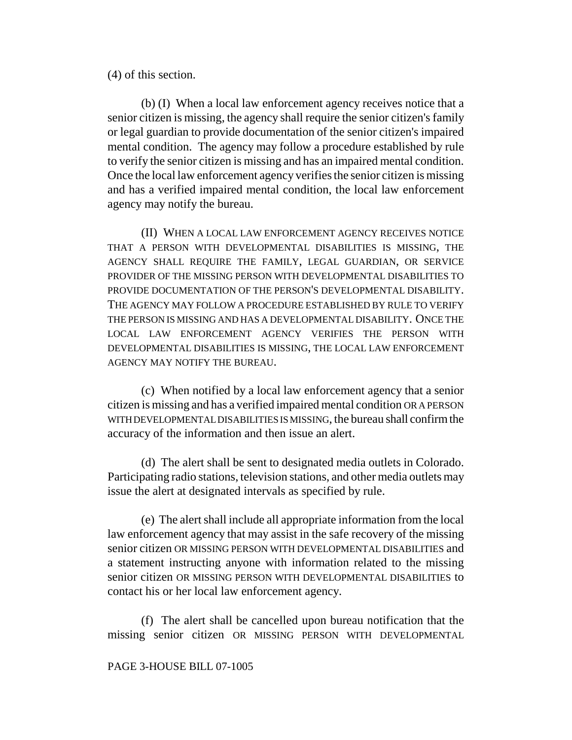(4) of this section.

(b) (I) When a local law enforcement agency receives notice that a senior citizen is missing, the agency shall require the senior citizen's family or legal guardian to provide documentation of the senior citizen's impaired mental condition. The agency may follow a procedure established by rule to verify the senior citizen is missing and has an impaired mental condition. Once the local law enforcement agency verifies the senior citizen is missing and has a verified impaired mental condition, the local law enforcement agency may notify the bureau.

(II) WHEN A LOCAL LAW ENFORCEMENT AGENCY RECEIVES NOTICE THAT A PERSON WITH DEVELOPMENTAL DISABILITIES IS MISSING, THE AGENCY SHALL REQUIRE THE FAMILY, LEGAL GUARDIAN, OR SERVICE PROVIDER OF THE MISSING PERSON WITH DEVELOPMENTAL DISABILITIES TO PROVIDE DOCUMENTATION OF THE PERSON'S DEVELOPMENTAL DISABILITY. THE AGENCY MAY FOLLOW A PROCEDURE ESTABLISHED BY RULE TO VERIFY THE PERSON IS MISSING AND HAS A DEVELOPMENTAL DISABILITY. ONCE THE LOCAL LAW ENFORCEMENT AGENCY VERIFIES THE PERSON WITH DEVELOPMENTAL DISABILITIES IS MISSING, THE LOCAL LAW ENFORCEMENT AGENCY MAY NOTIFY THE BUREAU.

(c) When notified by a local law enforcement agency that a senior citizen is missing and has a verified impaired mental condition OR A PERSON WITH DEVELOPMENTAL DISABILITIES IS MISSING, the bureau shall confirm the accuracy of the information and then issue an alert.

(d) The alert shall be sent to designated media outlets in Colorado. Participating radio stations, television stations, and other media outlets may issue the alert at designated intervals as specified by rule.

(e) The alert shall include all appropriate information from the local law enforcement agency that may assist in the safe recovery of the missing senior citizen OR MISSING PERSON WITH DEVELOPMENTAL DISABILITIES and a statement instructing anyone with information related to the missing senior citizen OR MISSING PERSON WITH DEVELOPMENTAL DISABILITIES to contact his or her local law enforcement agency.

(f) The alert shall be cancelled upon bureau notification that the missing senior citizen OR MISSING PERSON WITH DEVELOPMENTAL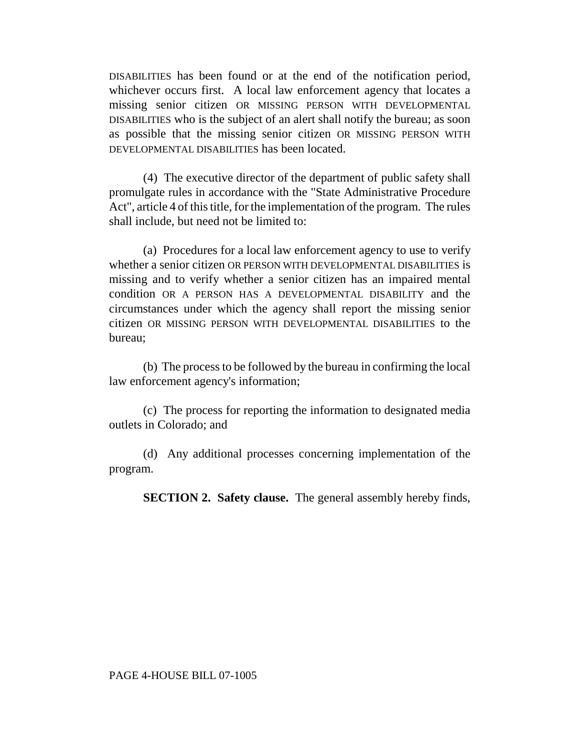DISABILITIES has been found or at the end of the notification period, whichever occurs first. A local law enforcement agency that locates a missing senior citizen OR MISSING PERSON WITH DEVELOPMENTAL DISABILITIES who is the subject of an alert shall notify the bureau; as soon as possible that the missing senior citizen OR MISSING PERSON WITH DEVELOPMENTAL DISABILITIES has been located.

(4) The executive director of the department of public safety shall promulgate rules in accordance with the "State Administrative Procedure Act", article 4 of this title, for the implementation of the program. The rules shall include, but need not be limited to:

(a) Procedures for a local law enforcement agency to use to verify whether a senior citizen OR PERSON WITH DEVELOPMENTAL DISABILITIES is missing and to verify whether a senior citizen has an impaired mental condition OR A PERSON HAS A DEVELOPMENTAL DISABILITY and the circumstances under which the agency shall report the missing senior citizen OR MISSING PERSON WITH DEVELOPMENTAL DISABILITIES to the bureau;

(b) The process to be followed by the bureau in confirming the local law enforcement agency's information;

(c) The process for reporting the information to designated media outlets in Colorado; and

(d) Any additional processes concerning implementation of the program.

**SECTION 2. Safety clause.** The general assembly hereby finds,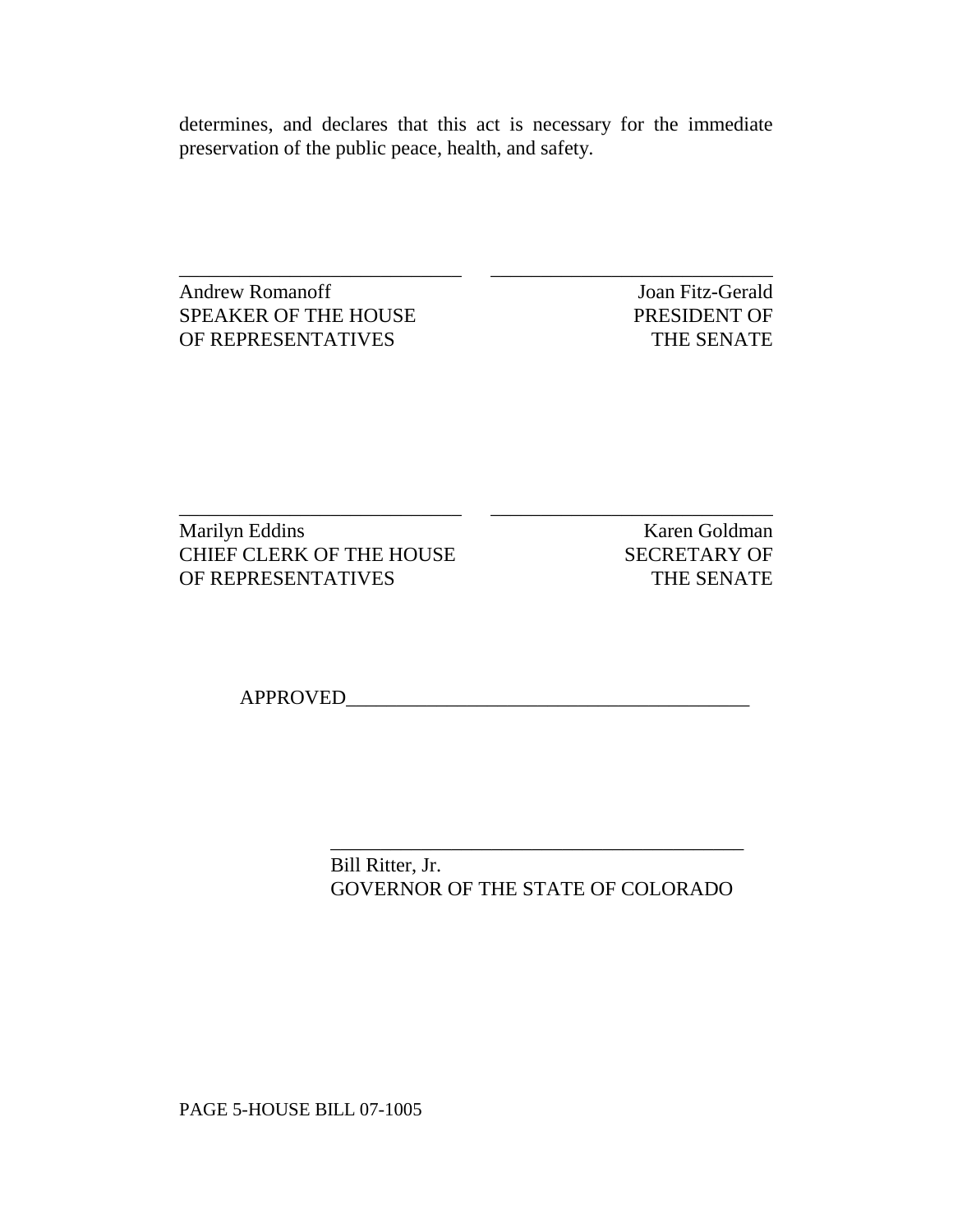determines, and declares that this act is necessary for the immediate preservation of the public peace, health, and safety.

| | |
|---|---|
| ____________________________ | ____________________________ |
| Andrew Romanoff | Joan Fitz-Gerald |
| SPEAKER OF THE HOUSE | PRESIDENT OF |
| OF REPRESENTATIVES | THE SENATE |

| | |
|---|---|
| ____________________________ | ____________________________ |
| Marilyn Eddins | Karen Goldman |
| CHIEF CLERK OF THE HOUSE | SECRETARY OF |
| OF REPRESENTATIVES | THE SENATE |

APPROVED________________________________________

_________________________________________
Bill Ritter, Jr.
GOVERNOR OF THE STATE OF COLORADO

PAGE 5-HOUSE BILL 07-1005